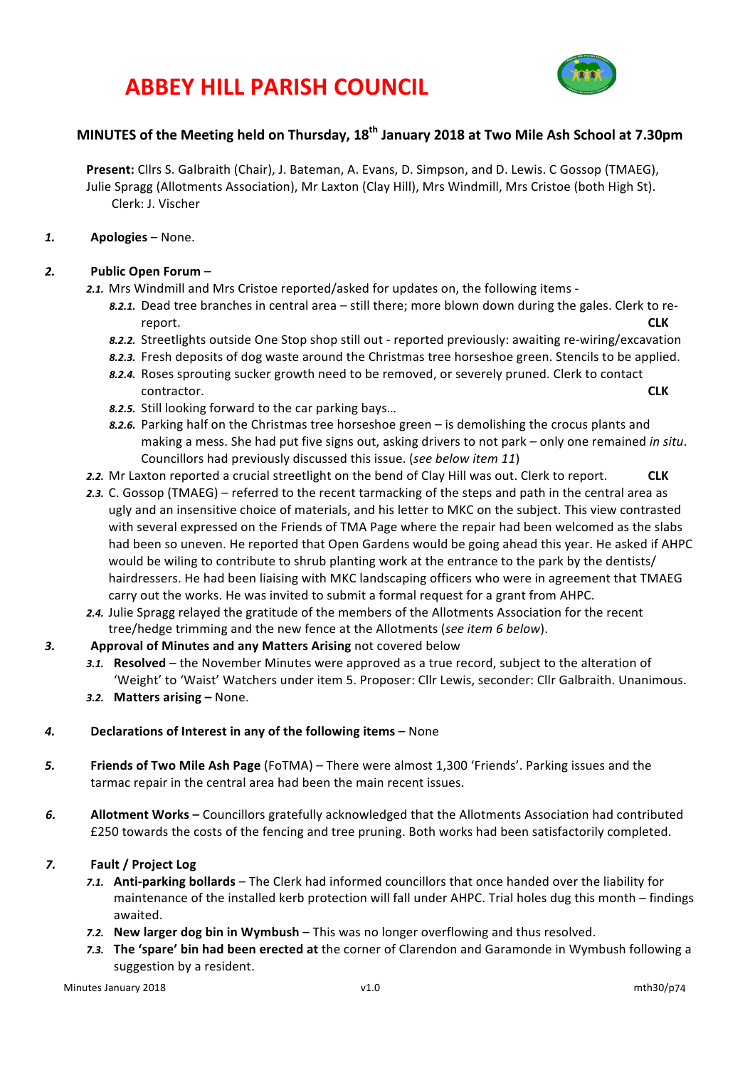# ABBEY HILL PARISH COUNCIL

## MINUTES of the Meeting held on Thursday, 18th January 2018 at Two Mile Ash School at 7.30pm

**Present:** Cllrs S. Galbraith (Chair), J. Bateman, A. Evans, D. Simpson, and D. Lewis. C Gossop (TMAEG), Julie Spragg (Allotments Association), Mr Laxton (Clay Hill), Mrs Windmill, Mrs Cristoe (both High St).
Clerk: J. Vischer

***1.*** **Apologies** – None.

***2.*** **Public Open Forum** –

*2.1.* Mrs Windmill and Mrs Cristoe reported/asked for updates on, the following items -

- *8.2.1.* Dead tree branches in central area – still there; more blown down during the gales. Clerk to re-report. **CLK**
- *8.2.2.* Streetlights outside One Stop shop still out - reported previously: awaiting re-wiring/excavation
- *8.2.3.* Fresh deposits of dog waste around the Christmas tree horseshoe green. Stencils to be applied.
- *8.2.4.* Roses sprouting sucker growth need to be removed, or severely pruned. Clerk to contact contractor. **CLK**
- *8.2.5.* Still looking forward to the car parking bays…
- *8.2.6.* Parking half on the Christmas tree horseshoe green – is demolishing the crocus plants and making a mess. She had put five signs out, asking drivers to not park – only one remained *in situ*. Councillors had previously discussed this issue. (*see below item 11*)

*2.2.* Mr Laxton reported a crucial streetlight on the bend of Clay Hill was out. Clerk to report. **CLK**

*2.3.* C. Gossop (TMAEG) – referred to the recent tarmacking of the steps and path in the central area as ugly and an insensitive choice of materials, and his letter to MKC on the subject. This view contrasted with several expressed on the Friends of TMA Page where the repair had been welcomed as the slabs had been so uneven. He reported that Open Gardens would be going ahead this year. He asked if AHPC would be wiling to contribute to shrub planting work at the entrance to the park by the dentists/ hairdressers. He had been liaising with MKC landscaping officers who were in agreement that TMAEG carry out the works. He was invited to submit a formal request for a grant from AHPC.

*2.4.* Julie Spragg relayed the gratitude of the members of the Allotments Association for the recent tree/hedge trimming and the new fence at the Allotments (*see item 6 below*).

***3.*** **Approval of Minutes and any Matters Arising** not covered below

*3.1.* **Resolved** – the November Minutes were approved as a true record, subject to the alteration of 'Weight' to 'Waist' Watchers under item 5. Proposer: Cllr Lewis, seconder: Cllr Galbraith. Unanimous.

*3.2.* **Matters arising –** None.

***4.*** **Declarations of Interest in any of the following items** – None

***5.*** **Friends of Two Mile Ash Page** (FoTMA) – There were almost 1,300 'Friends'. Parking issues and the tarmac repair in the central area had been the main recent issues.

***6.*** **Allotment Works –** Councillors gratefully acknowledged that the Allotments Association had contributed £250 towards the costs of the fencing and tree pruning. Both works had been satisfactorily completed.

***7.*** **Fault / Project Log**

*7.1.* **Anti-parking bollards** – The Clerk had informed councillors that once handed over the liability for maintenance of the installed kerb protection will fall under AHPC. Trial holes dug this month – findings awaited.

*7.2.* **New larger dog bin in Wymbush** – This was no longer overflowing and thus resolved.

*7.3.* **The 'spare' bin had been erected at** the corner of Clarendon and Garamonde in Wymbush following a suggestion by a resident.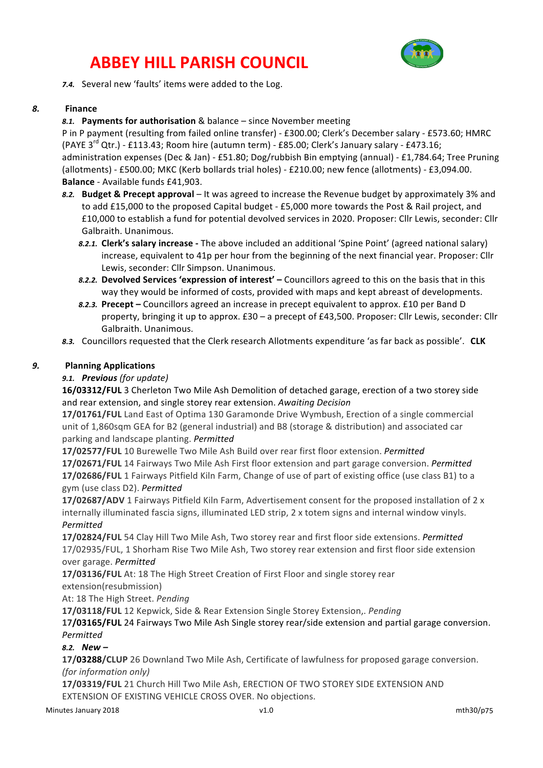# ABBEY HILL PARISH COUNCIL

*7.4.* Several new 'faults' items were added to the Log.

## *8.* Finance

*8.1.* **Payments for authorisation** & balance – since November meeting

P in P payment (resulting from failed online transfer) - £300.00; Clerk's December salary - £573.60; HMRC (PAYE 3rd Qtr.) - £113.43; Room hire (autumn term) - £85.00; Clerk's January salary - £473.16; administration expenses (Dec & Jan) - £51.80; Dog/rubbish Bin emptying (annual) - £1,784.64; Tree Pruning (allotments) - £500.00; MKC (Kerb bollards trial holes) - £210.00; new fence (allotments) - £3,094.00.

**Balance** - Available funds £41,903.

*8.2.* **Budget & Precept approval** – It was agreed to increase the Revenue budget by approximately 3% and to add £15,000 to the proposed Capital budget - £5,000 more towards the Post & Rail project, and £10,000 to establish a fund for potential devolved services in 2020. Proposer: Cllr Lewis, seconder: Cllr Galbraith. Unanimous.

*8.2.1.* **Clerk's salary increase -** The above included an additional 'Spine Point' (agreed national salary) increase, equivalent to 41p per hour from the beginning of the next financial year. Proposer: Cllr Lewis, seconder: Cllr Simpson. Unanimous.

*8.2.2.* **Devolved Services 'expression of interest' –** Councillors agreed to this on the basis that in this way they would be informed of costs, provided with maps and kept abreast of developments.

*8.2.3.* **Precept –** Councillors agreed an increase in precept equivalent to approx. £10 per Band D property, bringing it up to approx. £30 – a precept of £43,500. Proposer: Cllr Lewis, seconder: Cllr Galbraith. Unanimous.

*8.3.* Councillors requested that the Clerk research Allotments expenditure 'as far back as possible'. **CLK**

## *9.* Planning Applications

*9.1.* ***Previous*** *(for update)*

**16/03312/FUL** 3 Cherleton Two Mile Ash Demolition of detached garage, erection of a two storey side and rear extension, and single storey rear extension. *Awaiting Decision*

**17/01761/FUL** Land East of Optima 130 Garamonde Drive Wymbush, Erection of a single commercial unit of 1,860sqm GEA for B2 (general industrial) and B8 (storage & distribution) and associated car parking and landscape planting. *Permitted*

**17/02577/FUL** 10 Burewelle Two Mile Ash Build over rear first floor extension. *Permitted*

**17/02671/FUL** 14 Fairways Two Mile Ash First floor extension and part garage conversion. *Permitted*

**17/02686/FUL** 1 Fairways Pitfield Kiln Farm, Change of use of part of existing office (use class B1) to a gym (use class D2). *Permitted*

**17/02687/ADV** 1 Fairways Pitfield Kiln Farm, Advertisement consent for the proposed installation of 2 x internally illuminated fascia signs, illuminated LED strip, 2 x totem signs and internal window vinyls. *Permitted*

**17/02824/FUL** 54 Clay Hill Two Mile Ash, Two storey rear and first floor side extensions. *Permitted*

17/02935/FUL, 1 Shorham Rise Two Mile Ash, Two storey rear extension and first floor side extension over garage. *Permitted*

**17/03136/FUL** At: 18 The High Street Creation of First Floor and single storey rear extension(resubmission)

At: 18 The High Street. *Pending*

**17/03118/FUL** 12 Kepwick, Side & Rear Extension Single Storey Extension,. *Pending*

**17/03165/FUL** 24 Fairways Two Mile Ash Single storey rear/side extension and partial garage conversion. *Permitted*

*8.2.* ***New –***

**17/03288/CLUP** 26 Downland Two Mile Ash, Certificate of lawfulness for proposed garage conversion. *(for information only)*

**17/03319/FUL** 21 Church Hill Two Mile Ash, ERECTION OF TWO STOREY SIDE EXTENSION AND EXTENSION OF EXISTING VEHICLE CROSS OVER. No objections.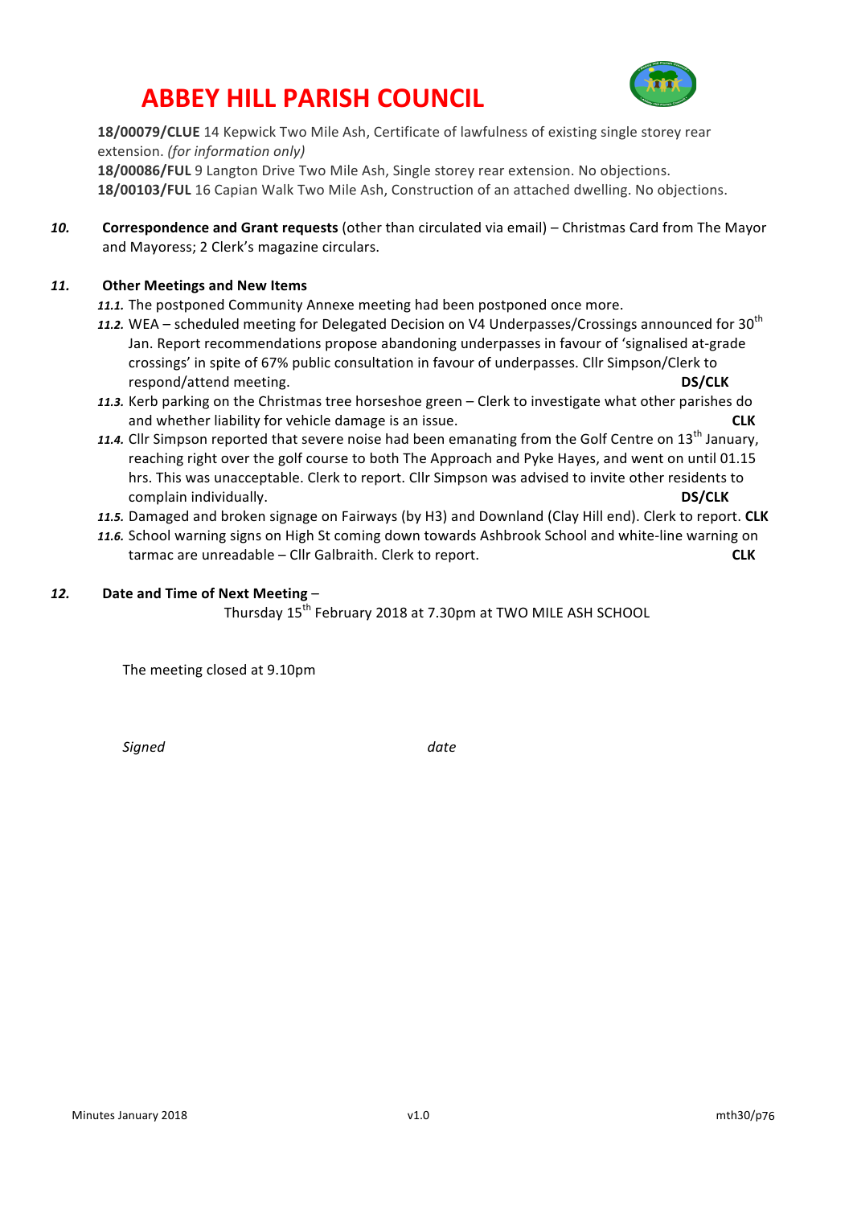# ABBEY HILL PARISH COUNCIL

**18/00079/CLUE** 14 Kepwick Two Mile Ash, Certificate of lawfulness of existing single storey rear extension. *(for information only)*
**18/00086/FUL** 9 Langton Drive Two Mile Ash, Single storey rear extension. No objections.
**18/00103/FUL** 16 Capian Walk Two Mile Ash, Construction of an attached dwelling. No objections.

***10.*** **Correspondence and Grant requests** (other than circulated via email) – Christmas Card from The Mayor and Mayoress; 2 Clerk's magazine circulars.

***11.*** **Other Meetings and New Items**

***11.1.*** The postponed Community Annexe meeting had been postponed once more.

***11.2.*** WEA – scheduled meeting for Delegated Decision on V4 Underpasses/Crossings announced for 30th Jan. Report recommendations propose abandoning underpasses in favour of 'signalised at-grade crossings' in spite of 67% public consultation in favour of underpasses. Cllr Simpson/Clerk to respond/attend meeting. **DS/CLK**

***11.3.*** Kerb parking on the Christmas tree horseshoe green – Clerk to investigate what other parishes do and whether liability for vehicle damage is an issue. **CLK**

***11.4.*** Cllr Simpson reported that severe noise had been emanating from the Golf Centre on 13th January, reaching right over the golf course to both The Approach and Pyke Hayes, and went on until 01.15 hrs. This was unacceptable. Clerk to report. Cllr Simpson was advised to invite other residents to complain individually. **DS/CLK**

***11.5.*** Damaged and broken signage on Fairways (by H3) and Downland (Clay Hill end). Clerk to report. **CLK**

***11.6.*** School warning signs on High St coming down towards Ashbrook School and white-line warning on tarmac are unreadable – Cllr Galbraith. Clerk to report. **CLK**

***12.*** **Date and Time of Next Meeting** –
Thursday 15th February 2018 at 7.30pm at TWO MILE ASH SCHOOL

The meeting closed at 9.10pm

*Signed* *date*